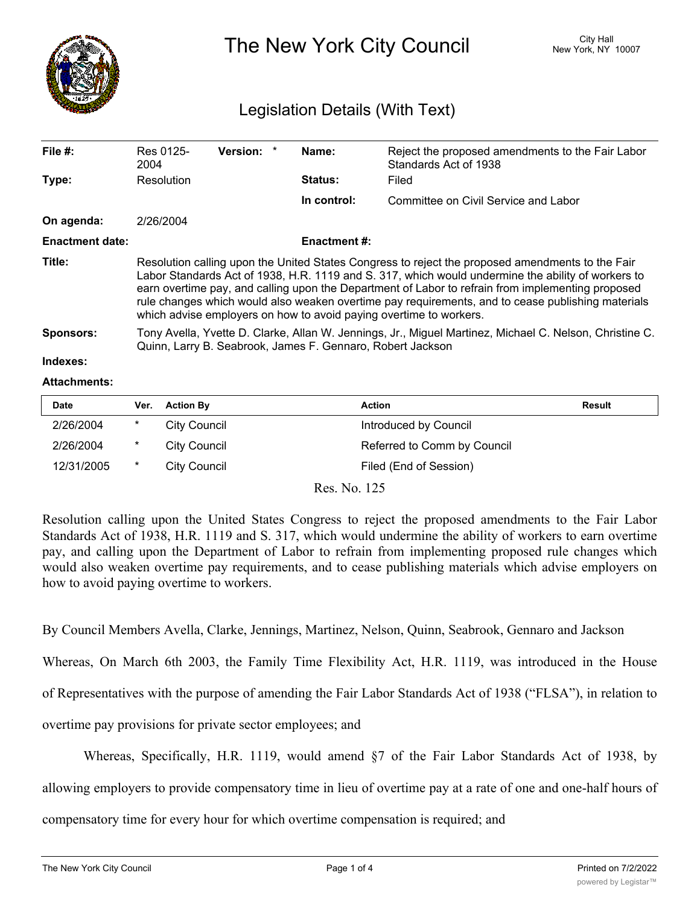# The New York City Council

City Hall
New York, NY 10007

## Legislation Details (With Text)

| | | | | | |
|---|---|---|---|---|---|
| **File #:** | Res 0125-2004 | **Version:** | * | **Name:** | Reject the proposed amendments to the Fair Labor Standards Act of 1938 |
| **Type:** | Resolution | | | **Status:** | Filed |
| | | | | **In control:** | Committee on Civil Service and Labor |
| **On agenda:** | 2/26/2004 | | | | |
| **Enactment date:** | | | | **Enactment #:** | |

**Title:** Resolution calling upon the United States Congress to reject the proposed amendments to the Fair Labor Standards Act of 1938, H.R. 1119 and S. 317, which would undermine the ability of workers to earn overtime pay, and calling upon the Department of Labor to refrain from implementing proposed rule changes which would also weaken overtime pay requirements, and to cease publishing materials which advise employers on how to avoid paying overtime to workers.

**Sponsors:** Tony Avella, Yvette D. Clarke, Allan W. Jennings, Jr., Miguel Martinez, Michael C. Nelson, Christine C. Quinn, Larry B. Seabrook, James F. Gennaro, Robert Jackson

**Indexes:**

**Attachments:**

| Date | Ver. | Action By | Action | Result |
|---|---|---|---|---|
| 2/26/2004 | * | City Council | Introduced by Council | |
| 2/26/2004 | * | City Council | Referred to Comm by Council | |
| 12/31/2005 | * | City Council | Filed (End of Session) | |

Res. No. 125

Resolution calling upon the United States Congress to reject the proposed amendments to the Fair Labor Standards Act of 1938, H.R. 1119 and S. 317, which would undermine the ability of workers to earn overtime pay, and calling upon the Department of Labor to refrain from implementing proposed rule changes which would also weaken overtime pay requirements, and to cease publishing materials which advise employers on how to avoid paying overtime to workers.

By Council Members Avella, Clarke, Jennings, Martinez, Nelson, Quinn, Seabrook, Gennaro and Jackson

Whereas, On March 6th 2003, the Family Time Flexibility Act, H.R. 1119, was introduced in the House of Representatives with the purpose of amending the Fair Labor Standards Act of 1938 ("FLSA"), in relation to overtime pay provisions for private sector employees; and

Whereas, Specifically, H.R. 1119, would amend §7 of the Fair Labor Standards Act of 1938, by allowing employers to provide compensatory time in lieu of overtime pay at a rate of one and one-half hours of compensatory time for every hour for which overtime compensation is required; and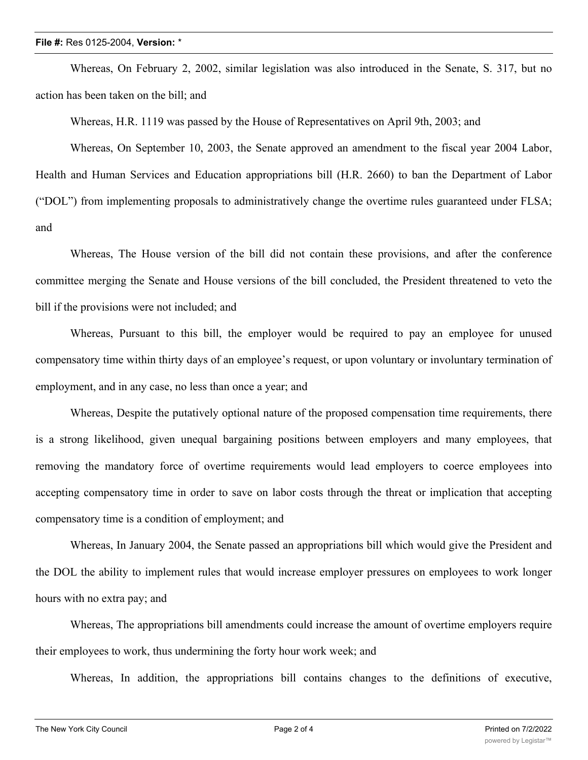Whereas, On February 2, 2002, similar legislation was also introduced in the Senate, S. 317, but no action has been taken on the bill; and

Whereas, H.R. 1119 was passed by the House of Representatives on April 9th, 2003; and

Whereas, On September 10, 2003, the Senate approved an amendment to the fiscal year 2004 Labor, Health and Human Services and Education appropriations bill (H.R. 2660) to ban the Department of Labor ("DOL") from implementing proposals to administratively change the overtime rules guaranteed under FLSA; and

Whereas, The House version of the bill did not contain these provisions, and after the conference committee merging the Senate and House versions of the bill concluded, the President threatened to veto the bill if the provisions were not included; and

Whereas, Pursuant to this bill, the employer would be required to pay an employee for unused compensatory time within thirty days of an employee's request, or upon voluntary or involuntary termination of employment, and in any case, no less than once a year; and

Whereas, Despite the putatively optional nature of the proposed compensation time requirements, there is a strong likelihood, given unequal bargaining positions between employers and many employees, that removing the mandatory force of overtime requirements would lead employers to coerce employees into accepting compensatory time in order to save on labor costs through the threat or implication that accepting compensatory time is a condition of employment; and

Whereas, In January 2004, the Senate passed an appropriations bill which would give the President and the DOL the ability to implement rules that would increase employer pressures on employees to work longer hours with no extra pay; and

Whereas, The appropriations bill amendments could increase the amount of overtime employers require their employees to work, thus undermining the forty hour work week; and

Whereas, In addition, the appropriations bill contains changes to the definitions of executive,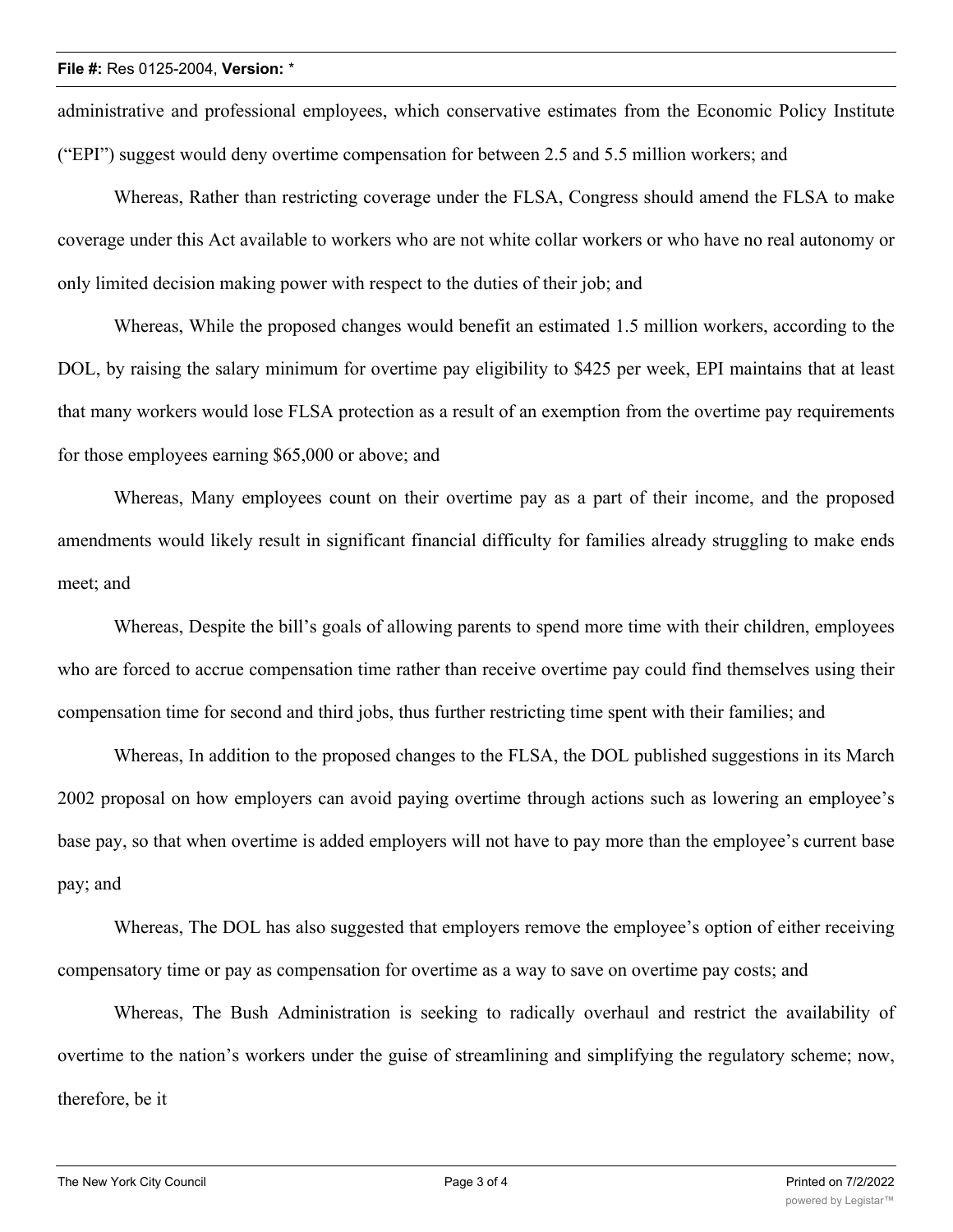administrative and professional employees, which conservative estimates from the Economic Policy Institute ("EPI") suggest would deny overtime compensation for between 2.5 and 5.5 million workers; and

Whereas, Rather than restricting coverage under the FLSA, Congress should amend the FLSA to make coverage under this Act available to workers who are not white collar workers or who have no real autonomy or only limited decision making power with respect to the duties of their job; and

Whereas, While the proposed changes would benefit an estimated 1.5 million workers, according to the DOL, by raising the salary minimum for overtime pay eligibility to $425 per week, EPI maintains that at least that many workers would lose FLSA protection as a result of an exemption from the overtime pay requirements for those employees earning $65,000 or above; and

Whereas, Many employees count on their overtime pay as a part of their income, and the proposed amendments would likely result in significant financial difficulty for families already struggling to make ends meet; and

Whereas, Despite the bill's goals of allowing parents to spend more time with their children, employees who are forced to accrue compensation time rather than receive overtime pay could find themselves using their compensation time for second and third jobs, thus further restricting time spent with their families; and

Whereas, In addition to the proposed changes to the FLSA, the DOL published suggestions in its March 2002 proposal on how employers can avoid paying overtime through actions such as lowering an employee's base pay, so that when overtime is added employers will not have to pay more than the employee's current base pay; and

Whereas, The DOL has also suggested that employers remove the employee's option of either receiving compensatory time or pay as compensation for overtime as a way to save on overtime pay costs; and

Whereas, The Bush Administration is seeking to radically overhaul and restrict the availability of overtime to the nation's workers under the guise of streamlining and simplifying the regulatory scheme; now, therefore, be it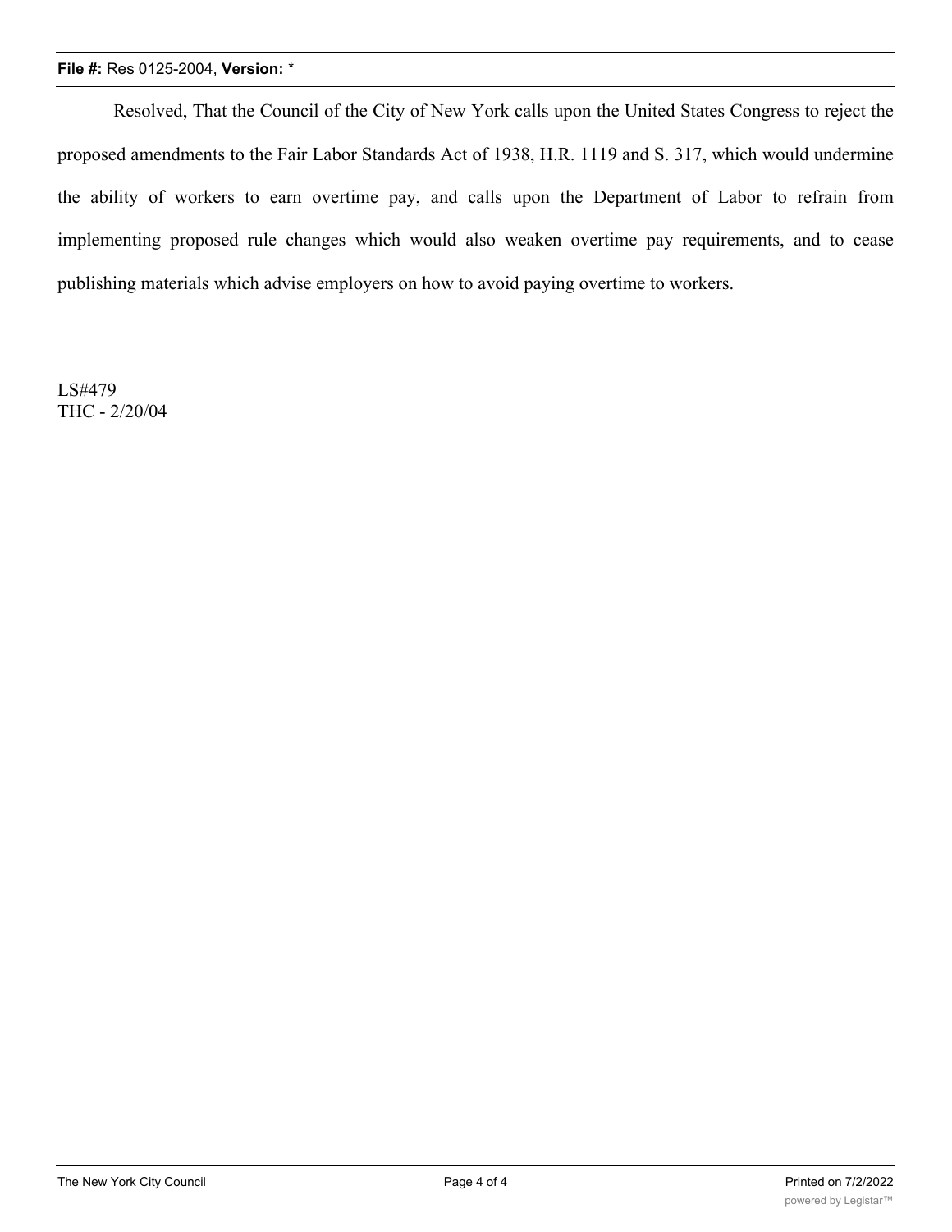Resolved, That the Council of the City of New York calls upon the United States Congress to reject the proposed amendments to the Fair Labor Standards Act of 1938, H.R. 1119 and S. 317, which would undermine the ability of workers to earn overtime pay, and calls upon the Department of Labor to refrain from implementing proposed rule changes which would also weaken overtime pay requirements, and to cease publishing materials which advise employers on how to avoid paying overtime to workers.

LS#479
THC - 2/20/04